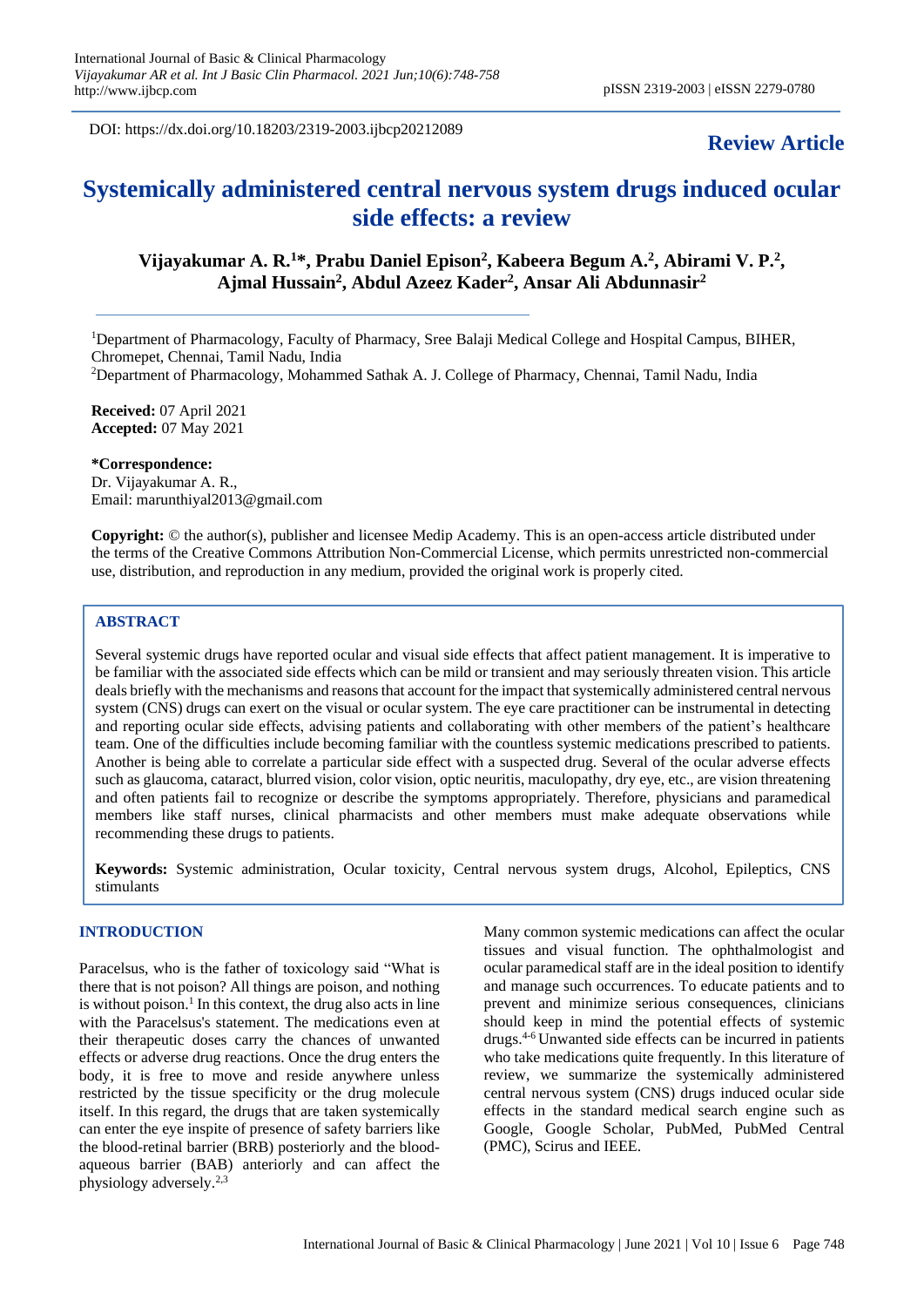DOI: https://dx.doi.org/10.18203/2319-2003.ijbcp20212089

**Review Article**

# Systemically administered central nervous system drugs induced ocular side effects: a review

**Vijayakumar A. R.[1]\*, Prabu Daniel Epison[2], Kabeera Begum A.[2], Abirami V. P.[2], Ajmal Hussain[2], Abdul Azeez Kader[2], Ansar Ali Abdunnasir[2]**

[1]Department of Pharmacology, Faculty of Pharmacy, Sree Balaji Medical College and Hospital Campus, BIHER, Chromepet, Chennai, Tamil Nadu, India

[2]Department of Pharmacology, Mohammed Sathak A. J. College of Pharmacy, Chennai, Tamil Nadu, India

**Received:** 07 April 2021
**Accepted:** 07 May 2021

**\*Correspondence:**
Dr. Vijayakumar A. R.,
Email: marunthiyal2013@gmail.com

**Copyright:** © the author(s), publisher and licensee Medip Academy. This is an open-access article distributed under the terms of the Creative Commons Attribution Non-Commercial License, which permits unrestricted non-commercial use, distribution, and reproduction in any medium, provided the original work is properly cited.

## ABSTRACT

Several systemic drugs have reported ocular and visual side effects that affect patient management. It is imperative to be familiar with the associated side effects which can be mild or transient and may seriously threaten vision. This article deals briefly with the mechanisms and reasons that account for the impact that systemically administered central nervous system (CNS) drugs can exert on the visual or ocular system. The eye care practitioner can be instrumental in detecting and reporting ocular side effects, advising patients and collaborating with other members of the patient's healthcare team. One of the difficulties include becoming familiar with the countless systemic medications prescribed to patients. Another is being able to correlate a particular side effect with a suspected drug. Several of the ocular adverse effects such as glaucoma, cataract, blurred vision, color vision, optic neuritis, maculopathy, dry eye, etc., are vision threatening and often patients fail to recognize or describe the symptoms appropriately. Therefore, physicians and paramedical members like staff nurses, clinical pharmacists and other members must make adequate observations while recommending these drugs to patients.

**Keywords:** Systemic administration, Ocular toxicity, Central nervous system drugs, Alcohol, Epileptics, CNS stimulants

## INTRODUCTION

Paracelsus, who is the father of toxicology said "What is there that is not poison? All things are poison, and nothing is without poison.[1] In this context, the drug also acts in line with the Paracelsus's statement. The medications even at their therapeutic doses carry the chances of unwanted effects or adverse drug reactions. Once the drug enters the body, it is free to move and reside anywhere unless restricted by the tissue specificity or the drug molecule itself. In this regard, the drugs that are taken systemically can enter the eye inspite of presence of safety barriers like the blood-retinal barrier (BRB) posteriorly and the blood-aqueous barrier (BAB) anteriorly and can affect the physiology adversely.[2,3]

Many common systemic medications can affect the ocular tissues and visual function. The ophthalmologist and ocular paramedical staff are in the ideal position to identify and manage such occurrences. To educate patients and to prevent and minimize serious consequences, clinicians should keep in mind the potential effects of systemic drugs.[4-6] Unwanted side effects can be incurred in patients who take medications quite frequently. In this literature of review, we summarize the systemically administered central nervous system (CNS) drugs induced ocular side effects in the standard medical search engine such as Google, Google Scholar, PubMed, PubMed Central (PMC), Scirus and IEEE.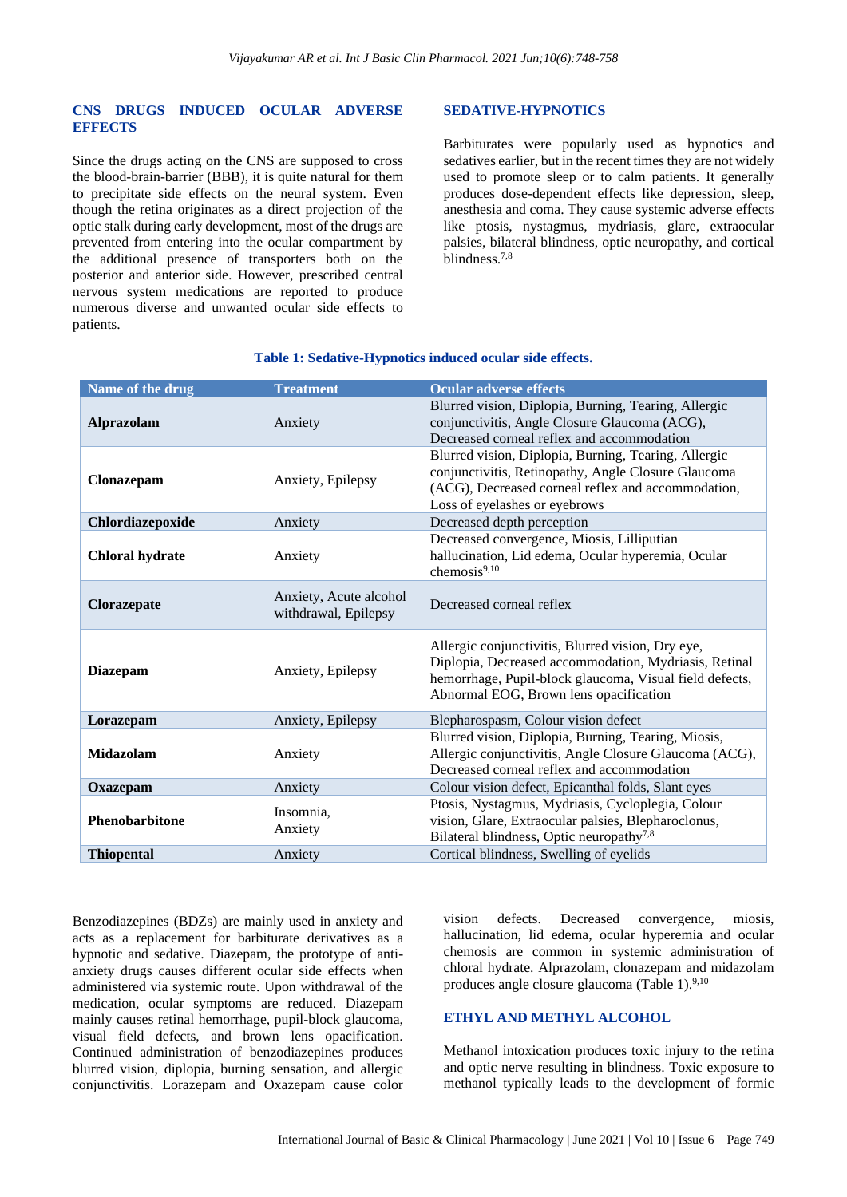## CNS DRUGS INDUCED OCULAR ADVERSE EFFECTS

Since the drugs acting on the CNS are supposed to cross the blood-brain-barrier (BBB), it is quite natural for them to precipitate side effects on the neural system. Even though the retina originates as a direct projection of the optic stalk during early development, most of the drugs are prevented from entering into the ocular compartment by the additional presence of transporters both on the posterior and anterior side. However, prescribed central nervous system medications are reported to produce numerous diverse and unwanted ocular side effects to patients.

## SEDATIVE-HYPNOTICS

Barbiturates were popularly used as hypnotics and sedatives earlier, but in the recent times they are not widely used to promote sleep or to calm patients. It generally produces dose-dependent effects like depression, sleep, anesthesia and coma. They cause systemic adverse effects like ptosis, nystagmus, mydriasis, glare, extraocular palsies, bilateral blindness, optic neuropathy, and cortical blindness.[7,8]

**Table 1: Sedative-Hypnotics induced ocular side effects.**

| Name of the drug | Treatment | Ocular adverse effects |
|---|---|---|
| **Alprazolam** | Anxiety | Blurred vision, Diplopia, Burning, Tearing, Allergic conjunctivitis, Angle Closure Glaucoma (ACG), Decreased corneal reflex and accommodation |
| **Clonazepam** | Anxiety, Epilepsy | Blurred vision, Diplopia, Burning, Tearing, Allergic conjunctivitis, Retinopathy, Angle Closure Glaucoma (ACG), Decreased corneal reflex and accommodation, Loss of eyelashes or eyebrows |
| **Chlordiazepoxide** | Anxiety | Decreased depth perception |
| **Chloral hydrate** | Anxiety | Decreased convergence, Miosis, Lilliputian hallucination, Lid edema, Ocular hyperemia, Ocular chemosis[9,10] |
| **Clorazepate** | Anxiety, Acute alcohol withdrawal, Epilepsy | Decreased corneal reflex |
| **Diazepam** | Anxiety, Epilepsy | Allergic conjunctivitis, Blurred vision, Dry eye, Diplopia, Decreased accommodation, Mydriasis, Retinal hemorrhage, Pupil-block glaucoma, Visual field defects, Abnormal EOG, Brown lens opacification |
| **Lorazepam** | Anxiety, Epilepsy | Blepharospasm, Colour vision defect |
| **Midazolam** | Anxiety | Blurred vision, Diplopia, Burning, Tearing, Miosis, Allergic conjunctivitis, Angle Closure Glaucoma (ACG), Decreased corneal reflex and accommodation |
| **Oxazepam** | Anxiety | Colour vision defect, Epicanthal folds, Slant eyes |
| **Phenobarbitone** | Insomnia, Anxiety | Ptosis, Nystagmus, Mydriasis, Cycloplegia, Colour vision, Glare, Extraocular palsies, Blepharoclonus, Bilateral blindness, Optic neuropathy[7,8] |
| **Thiopental** | Anxiety | Cortical blindness, Swelling of eyelids |

Benzodiazepines (BDZs) are mainly used in anxiety and acts as a replacement for barbiturate derivatives as a hypnotic and sedative. Diazepam, the prototype of anti-anxiety drugs causes different ocular side effects when administered via systemic route. Upon withdrawal of the medication, ocular symptoms are reduced. Diazepam mainly causes retinal hemorrhage, pupil-block glaucoma, visual field defects, and brown lens opacification. Continued administration of benzodiazepines produces blurred vision, diplopia, burning sensation, and allergic conjunctivitis. Lorazepam and Oxazepam cause color vision defects. Decreased convergence, miosis, hallucination, lid edema, ocular hyperemia and ocular chemosis are common in systemic administration of chloral hydrate. Alprazolam, clonazepam and midazolam produces angle closure glaucoma (Table 1).[9,10]

## ETHYL AND METHYL ALCOHOL

Methanol intoxication produces toxic injury to the retina and optic nerve resulting in blindness. Toxic exposure to methanol typically leads to the development of formic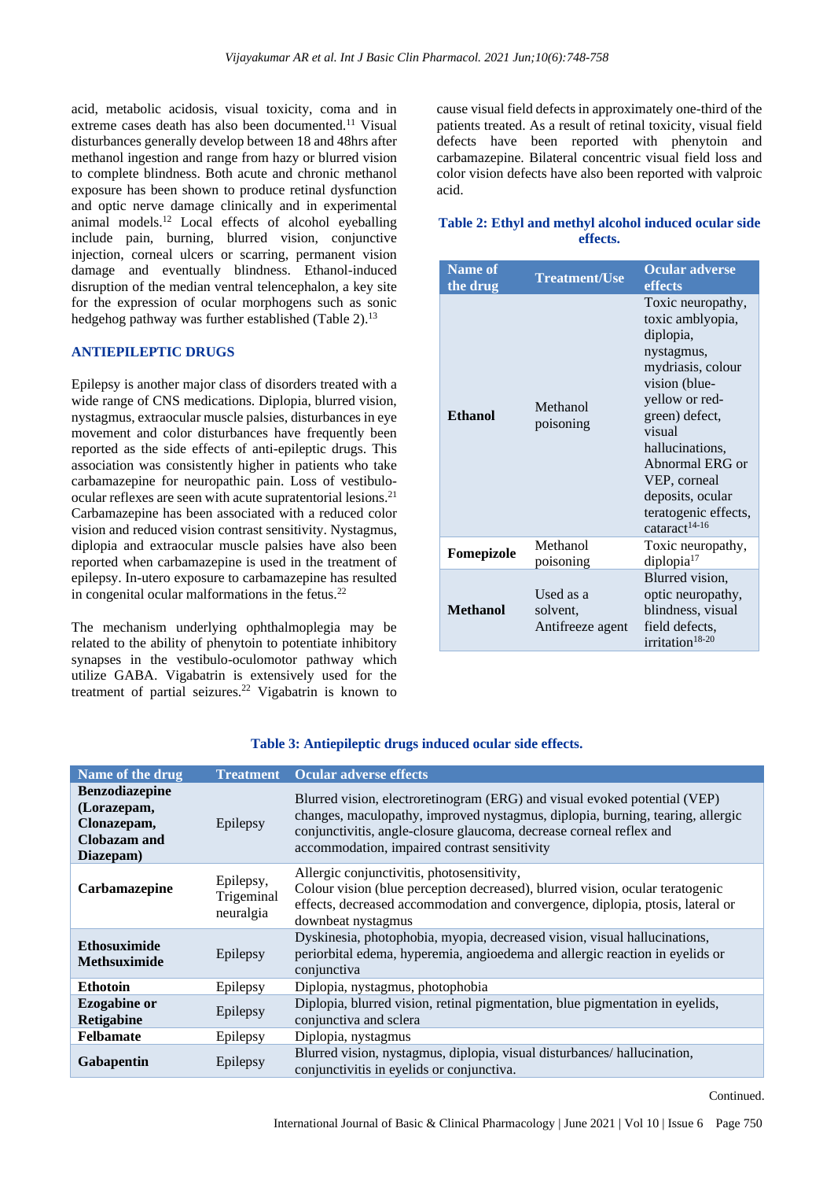acid, metabolic acidosis, visual toxicity, coma and in extreme cases death has also been documented.[11] Visual disturbances generally develop between 18 and 48hrs after methanol ingestion and range from hazy or blurred vision to complete blindness. Both acute and chronic methanol exposure has been shown to produce retinal dysfunction and optic nerve damage clinically and in experimental animal models.[12] Local effects of alcohol eyeballing include pain, burning, blurred vision, conjunctive injection, corneal ulcers or scarring, permanent vision damage and eventually blindness. Ethanol-induced disruption of the median ventral telencephalon, a key site for the expression of ocular morphogens such as sonic hedgehog pathway was further established (Table 2).[13]

## ANTIEPILEPTIC DRUGS

Epilepsy is another major class of disorders treated with a wide range of CNS medications. Diplopia, blurred vision, nystagmus, extraocular muscle palsies, disturbances in eye movement and color disturbances have frequently been reported as the side effects of anti-epileptic drugs. This association was consistently higher in patients who take carbamazepine for neuropathic pain. Loss of vestibulo-ocular reflexes are seen with acute supratentorial lesions.[21] Carbamazepine has been associated with a reduced color vision and reduced vision contrast sensitivity. Nystagmus, diplopia and extraocular muscle palsies have also been reported when carbamazepine is used in the treatment of epilepsy. In-utero exposure to carbamazepine has resulted in congenital ocular malformations in the fetus.[22]

The mechanism underlying ophthalmoplegia may be related to the ability of phenytoin to potentiate inhibitory synapses in the vestibulo-oculomotor pathway which utilize GABA. Vigabatrin is extensively used for the treatment of partial seizures.[22] Vigabatrin is known to cause visual field defects in approximately one-third of the patients treated. As a result of retinal toxicity, visual field defects have been reported with phenytoin and carbamazepine. Bilateral concentric visual field loss and color vision defects have also been reported with valproic acid.

**Table 2: Ethyl and methyl alcohol induced ocular side effects.**

| Name of the drug | Treatment/Use | Ocular adverse effects |
|---|---|---|
| **Ethanol** | Methanol poisoning | Toxic neuropathy, toxic amblyopia, diplopia, nystagmus, mydriasis, colour vision (blue-yellow or red-green) defect, visual hallucinations, Abnormal ERG or VEP, corneal deposits, ocular teratogenic effects, cataract[14-16] |
| **Fomepizole** | Methanol poisoning | Toxic neuropathy, diplopia[17] |
| **Methanol** | Used as a solvent, Antifreeze agent | Blurred vision, optic neuropathy, blindness, visual field defects, irritation[18-20] |

**Table 3: Antiepileptic drugs induced ocular side effects.**

| Name of the drug | Treatment | Ocular adverse effects |
|---|---|---|
| **Benzodiazepine (Lorazepam, Clonazepam, Clobazam and Diazepam)** | Epilepsy | Blurred vision, electroretinogram (ERG) and visual evoked potential (VEP) changes, maculopathy, improved nystagmus, diplopia, burning, tearing, allergic conjunctivitis, angle-closure glaucoma, decrease corneal reflex and accommodation, impaired contrast sensitivity |
| **Carbamazepine** | Epilepsy, Trigeminal neuralgia | Allergic conjunctivitis, photosensitivity, Colour vision (blue perception decreased), blurred vision, ocular teratogenic effects, decreased accommodation and convergence, diplopia, ptosis, lateral or downbeat nystagmus |
| **Ethosuximide Methsuximide** | Epilepsy | Dyskinesia, photophobia, myopia, decreased vision, visual hallucinations, periorbital edema, hyperemia, angioedema and allergic reaction in eyelids or conjunctiva |
| **Ethotoin** | Epilepsy | Diplopia, nystagmus, photophobia |
| **Ezogabine or Retigabine** | Epilepsy | Diplopia, blurred vision, retinal pigmentation, blue pigmentation in eyelids, conjunctiva and sclera |
| **Felbamate** | Epilepsy | Diplopia, nystagmus |
| **Gabapentin** | Epilepsy | Blurred vision, nystagmus, diplopia, visual disturbances/ hallucination, conjunctivitis in eyelids or conjunctiva. |

Continued.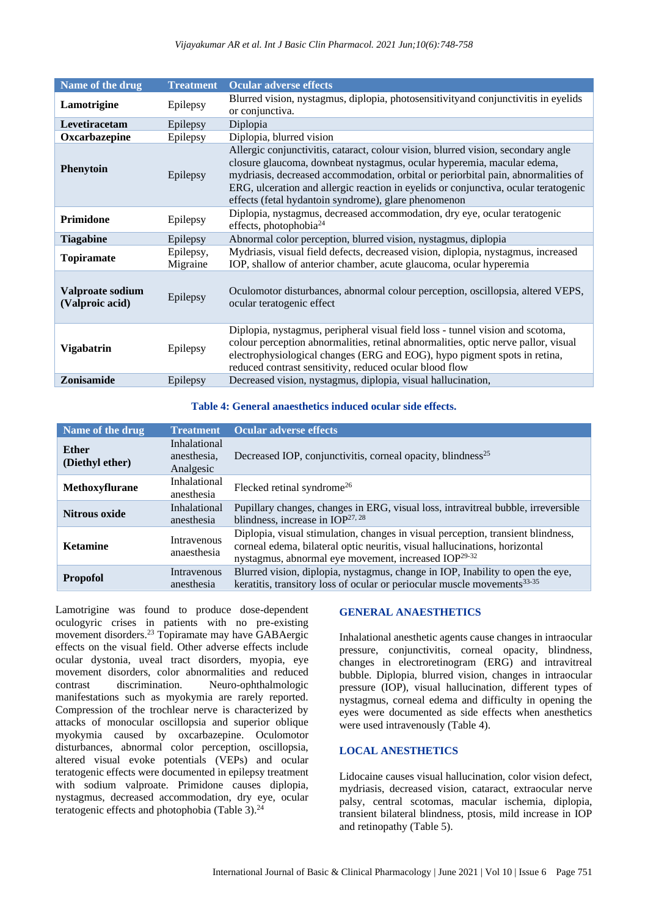| Name of the drug | Treatment | Ocular adverse effects |
| --- | --- | --- |
| **Lamotrigine** | Epilepsy | Blurred vision, nystagmus, diplopia, photosensitivityand conjunctivitis in eyelids or conjunctiva. |
| **Levetiracetam** | Epilepsy | Diplopia |
| **Oxcarbazepine** | Epilepsy | Diplopia, blurred vision |
| **Phenytoin** | Epilepsy | Allergic conjunctivitis, cataract, colour vision, blurred vision, secondary angle closure glaucoma, downbeat nystagmus, ocular hyperemia, macular edema, mydriasis, decreased accommodation, orbital or periorbital pain, abnormalities of ERG, ulceration and allergic reaction in eyelids or conjunctiva, ocular teratogenic effects (fetal hydantoin syndrome), glare phenomenon |
| **Primidone** | Epilepsy | Diplopia, nystagmus, decreased accommodation, dry eye, ocular teratogenic effects, photophobia[24] |
| **Tiagabine** | Epilepsy | Abnormal color perception, blurred vision, nystagmus, diplopia |
| **Topiramate** | Epilepsy, Migraine | Mydriasis, visual field defects, decreased vision, diplopia, nystagmus, increased IOP, shallow of anterior chamber, acute glaucoma, ocular hyperemia |
| **Valproate sodium (Valproic acid)** | Epilepsy | Oculomotor disturbances, abnormal colour perception, oscillopsia, altered VEPS, ocular teratogenic effect |
| **Vigabatrin** | Epilepsy | Diplopia, nystagmus, peripheral visual field loss - tunnel vision and scotoma, colour perception abnormalities, retinal abnormalities, optic nerve pallor, visual electrophysiological changes (ERG and EOG), hypo pigment spots in retina, reduced contrast sensitivity, reduced ocular blood flow |
| **Zonisamide** | Epilepsy | Decreased vision, nystagmus, diplopia, visual hallucination, |

**Table 4: General anaesthetics induced ocular side effects.**

| Name of the drug | Treatment | Ocular adverse effects |
| --- | --- | --- |
| **Ether (Diethyl ether)** | Inhalational anesthesia, Analgesic | Decreased IOP, conjunctivitis, corneal opacity, blindness[25] |
| **Methoxyflurane** | Inhalational anesthesia | Flecked retinal syndrome[26] |
| **Nitrous oxide** | Inhalational anesthesia | Pupillary changes, changes in ERG, visual loss, intravitreal bubble, irreversible blindness, increase in IOP[27, 28] |
| **Ketamine** | Intravenous anaesthesia | Diplopia, visual stimulation, changes in visual perception, transient blindness, corneal edema, bilateral optic neuritis, visual hallucinations, horizontal nystagmus, abnormal eye movement, increased IOP[29-32] |
| **Propofol** | Intravenous anesthesia | Blurred vision, diplopia, nystagmus, change in IOP, Inability to open the eye, keratitis, transitory loss of ocular or periocular muscle movements[33-35] |

Lamotrigine was found to produce dose-dependent oculogyric crises in patients with no pre-existing movement disorders.[23] Topiramate may have GABAergic effects on the visual field. Other adverse effects include ocular dystonia, uveal tract disorders, myopia, eye movement disorders, color abnormalities and reduced contrast discrimination. Neuro-ophthalmologic manifestations such as myokymia are rarely reported. Compression of the trochlear nerve is characterized by attacks of monocular oscillopsia and superior oblique myokymia caused by oxcarbazepine. Oculomotor disturbances, abnormal color perception, oscillopsia, altered visual evoke potentials (VEPs) and ocular teratogenic effects were documented in epilepsy treatment with sodium valproate. Primidone causes diplopia, nystagmus, decreased accommodation, dry eye, ocular teratogenic effects and photophobia (Table 3).[24]

## GENERAL ANAESTHETICS

Inhalational anesthetic agents cause changes in intraocular pressure, conjunctivitis, corneal opacity, blindness, changes in electroretinogram (ERG) and intravitreal bubble. Diplopia, blurred vision, changes in intraocular pressure (IOP), visual hallucination, different types of nystagmus, corneal edema and difficulty in opening the eyes were documented as side effects when anesthetics were used intravenously (Table 4).

## LOCAL ANESTHETICS

Lidocaine causes visual hallucination, color vision defect, mydriasis, decreased vision, cataract, extraocular nerve palsy, central scotomas, macular ischemia, diplopia, transient bilateral blindness, ptosis, mild increase in IOP and retinopathy (Table 5).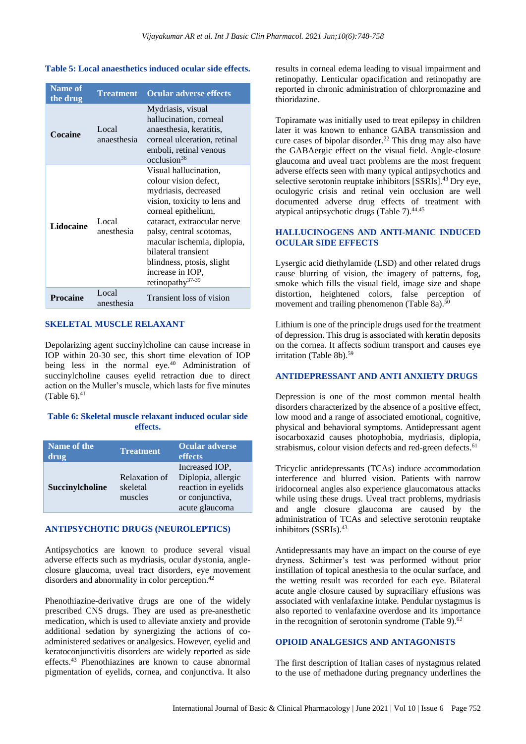**Table 5: Local anaesthetics induced ocular side effects.**

| Name of the drug | Treatment | Ocular adverse effects |
|---|---|---|
| **Cocaine** | Local anaesthesia | Mydriasis, visual hallucination, corneal anaesthesia, keratitis, corneal ulceration, retinal emboli, retinal venous occlusion[36] |
| **Lidocaine** | Local anesthesia | Visual hallucination, colour vision defect, mydriasis, decreased vision, toxicity to lens and corneal epithelium, cataract, extraocular nerve palsy, central scotomas, macular ischemia, diplopia, bilateral transient blindness, ptosis, slight increase in IOP, retinopathy[37-39] |
| **Procaine** | Local anesthesia | Transient loss of vision |

## SKELETAL MUSCLE RELAXANT

Depolarizing agent succinylcholine can cause increase in IOP within 20-30 sec, this short time elevation of IOP being less in the normal eye.[40] Administration of succinylcholine causes eyelid retraction due to direct action on the Muller's muscle, which lasts for five minutes (Table 6).[41]

**Table 6: Skeletal muscle relaxant induced ocular side effects.**

| Name of the drug | Treatment | Ocular adverse effects |
|---|---|---|
| **Succinylcholine** | Relaxation of skeletal muscles | Increased IOP, Diplopia, allergic reaction in eyelids or conjunctiva, acute glaucoma |

## ANTIPSYCHOTIC DRUGS (NEUROLEPTICS)

Antipsychotics are known to produce several visual adverse effects such as mydriasis, ocular dystonia, angle-closure glaucoma, uveal tract disorders, eye movement disorders and abnormality in color perception.[42]

Phenothiazine-derivative drugs are one of the widely prescribed CNS drugs. They are used as pre-anesthetic medication, which is used to alleviate anxiety and provide additional sedation by synergizing the actions of co-administered sedatives or analgesics. However, eyelid and keratoconjunctivitis disorders are widely reported as side effects.[43] Phenothiazines are known to cause abnormal pigmentation of eyelids, cornea, and conjunctiva. It also results in corneal edema leading to visual impairment and retinopathy. Lenticular opacification and retinopathy are reported in chronic administration of chlorpromazine and thioridazine.

Topiramate was initially used to treat epilepsy in children later it was known to enhance GABA transmission and cure cases of bipolar disorder.[22] This drug may also have the GABAergic effect on the visual field. Angle-closure glaucoma and uveal tract problems are the most frequent adverse effects seen with many typical antipsychotics and selective serotonin reuptake inhibitors [SSRIs].[43] Dry eye, oculogyric crisis and retinal vein occlusion are well documented adverse drug effects of treatment with atypical antipsychotic drugs (Table 7).[44,45]

## HALLUCINOGENS AND ANTI-MANIC INDUCED OCULAR SIDE EFFECTS

Lysergic acid diethylamide (LSD) and other related drugs cause blurring of vision, the imagery of patterns, fog, smoke which fills the visual field, image size and shape distortion, heightened colors, false perception of movement and trailing phenomenon (Table 8a).[50]

Lithium is one of the principle drugs used for the treatment of depression. This drug is associated with keratin deposits on the cornea. It affects sodium transport and causes eye irritation (Table 8b).[59]

## ANTIDEPRESSANT AND ANTI ANXIETY DRUGS

Depression is one of the most common mental health disorders characterized by the absence of a positive effect, low mood and a range of associated emotional, cognitive, physical and behavioral symptoms. Antidepressant agent isocarboxazid causes photophobia, mydriasis, diplopia, strabismus, colour vision defects and red-green defects.[61]

Tricyclic antidepressants (TCAs) induce accommodation interference and blurred vision. Patients with narrow iridocorneal angles also experience glaucomatous attacks while using these drugs. Uveal tract problems, mydriasis and angle closure glaucoma are caused by the administration of TCAs and selective serotonin reuptake inhibitors (SSRIs).[43]

Antidepressants may have an impact on the course of eye dryness. Schirmer's test was performed without prior instillation of topical anesthesia to the ocular surface, and the wetting result was recorded for each eye. Bilateral acute angle closure caused by supraciliary effusions was associated with venlafaxine intake. Pendular nystagmus is also reported to venlafaxine overdose and its importance in the recognition of serotonin syndrome (Table 9).[62]

## OPIOID ANALGESICS AND ANTAGONISTS

The first description of Italian cases of nystagmus related to the use of methadone during pregnancy underlines the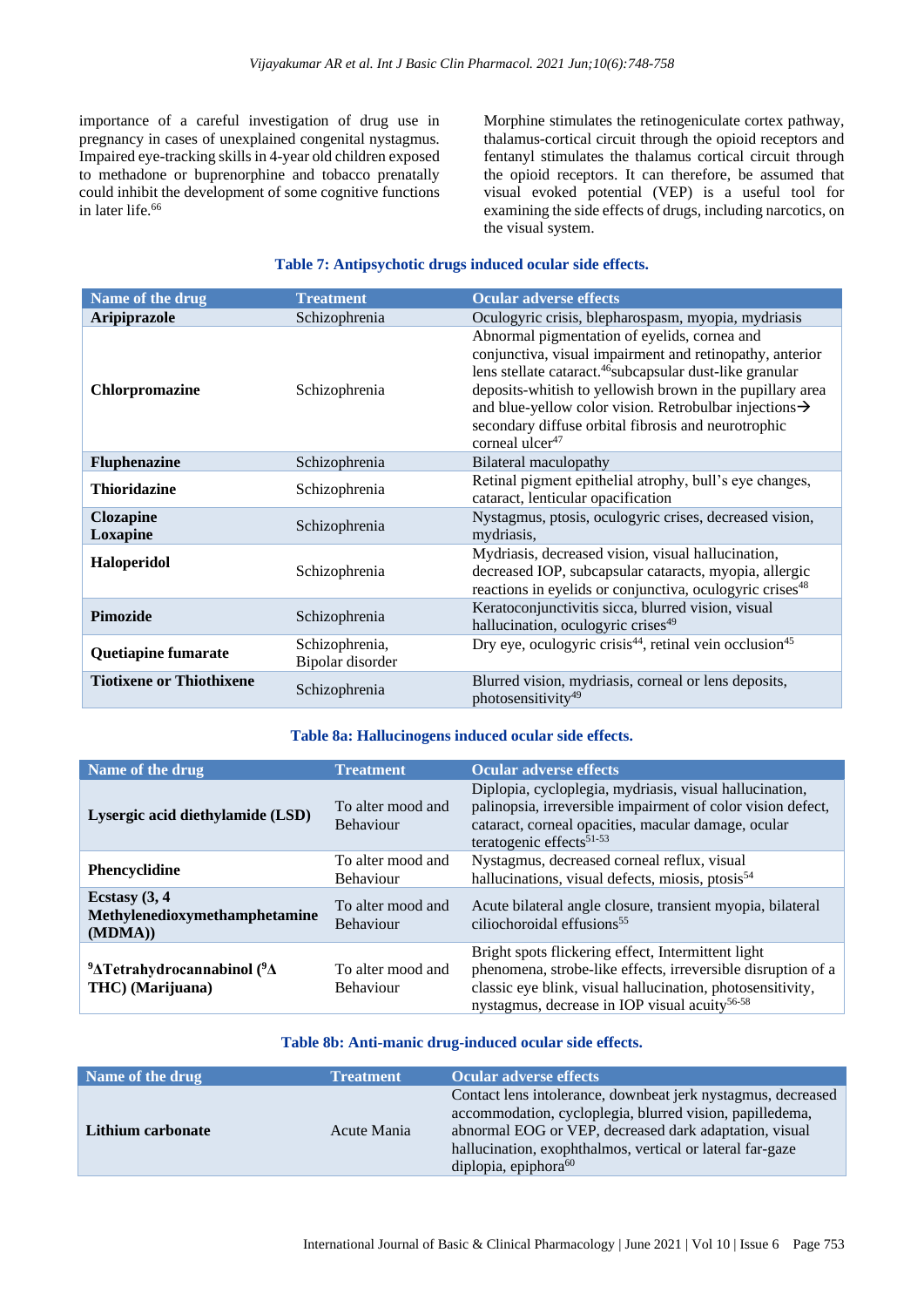importance of a careful investigation of drug use in pregnancy in cases of unexplained congenital nystagmus. Impaired eye-tracking skills in 4-year old children exposed to methadone or buprenorphine and tobacco prenatally could inhibit the development of some cognitive functions in later life.[66]

Morphine stimulates the retinogeniculate cortex pathway, thalamus-cortical circuit through the opioid receptors and fentanyl stimulates the thalamus cortical circuit through the opioid receptors. It can therefore, be assumed that visual evoked potential (VEP) is a useful tool for examining the side effects of drugs, including narcotics, on the visual system.

**Table 7: Antipsychotic drugs induced ocular side effects.**

| Name of the drug | Treatment | Ocular adverse effects |
|---|---|---|
| **Aripiprazole** | Schizophrenia | Oculogyric crisis, blepharospasm, myopia, mydriasis |
| **Chlorpromazine** | Schizophrenia | Abnormal pigmentation of eyelids, cornea and conjunctiva, visual impairment and retinopathy, anterior lens stellate cataract.[46]subcapsular dust-like granular deposits-whitish to yellowish brown in the pupillary area and blue-yellow color vision. Retrobulbar injections→ secondary diffuse orbital fibrosis and neurotrophic corneal ulcer[47] |
| **Fluphenazine** | Schizophrenia | Bilateral maculopathy |
| **Thioridazine** | Schizophrenia | Retinal pigment epithelial atrophy, bull's eye changes, cataract, lenticular opacification |
| **Clozapine Loxapine** | Schizophrenia | Nystagmus, ptosis, oculogyric crises, decreased vision, mydriasis, |
| **Haloperidol** | Schizophrenia | Mydriasis, decreased vision, visual hallucination, decreased IOP, subcapsular cataracts, myopia, allergic reactions in eyelids or conjunctiva, oculogyric crises[48] |
| **Pimozide** | Schizophrenia | Keratoconjunctivitis sicca, blurred vision, visual hallucination, oculogyric crises[49] |
| **Quetiapine fumarate** | Schizophrenia, Bipolar disorder | Dry eye, oculogyric crisis[44], retinal vein occlusion[45] |
| **Tiotixene or Thiothixene** | Schizophrenia | Blurred vision, mydriasis, corneal or lens deposits, photosensitivity[49] |

**Table 8a: Hallucinogens induced ocular side effects.**

| Name of the drug | Treatment | Ocular adverse effects |
|---|---|---|
| **Lysergic acid diethylamide (LSD)** | To alter mood and Behaviour | Diplopia, cycloplegia, mydriasis, visual hallucination, palinopsia, irreversible impairment of color vision defect, cataract, corneal opacities, macular damage, ocular teratogenic effects[51-53] |
| **Phencyclidine** | To alter mood and Behaviour | Nystagmus, decreased corneal reflux, visual hallucinations, visual defects, miosis, ptosis[54] |
| **Ecstasy (3, 4 Methylenedioxymethamphetamine (MDMA))** | To alter mood and Behaviour | Acute bilateral angle closure, transient myopia, bilateral ciliochoroidal effusions[55] |
| **$^9\Delta$Tetrahydrocannabinol ($^9\Delta$ THC) (Marijuana)** | To alter mood and Behaviour | Bright spots flickering effect, Intermittent light phenomena, strobe-like effects, irreversible disruption of a classic eye blink, visual hallucination, photosensitivity, nystagmus, decrease in IOP visual acuity[56-58] |

**Table 8b: Anti-manic drug-induced ocular side effects.**

| Name of the drug | Treatment | Ocular adverse effects |
|---|---|---|
| **Lithium carbonate** | Acute Mania | Contact lens intolerance, downbeat jerk nystagmus, decreased accommodation, cycloplegia, blurred vision, papilledema, abnormal EOG or VEP, decreased dark adaptation, visual hallucination, exophthalmos, vertical or lateral far-gaze diplopia, epiphora[60] |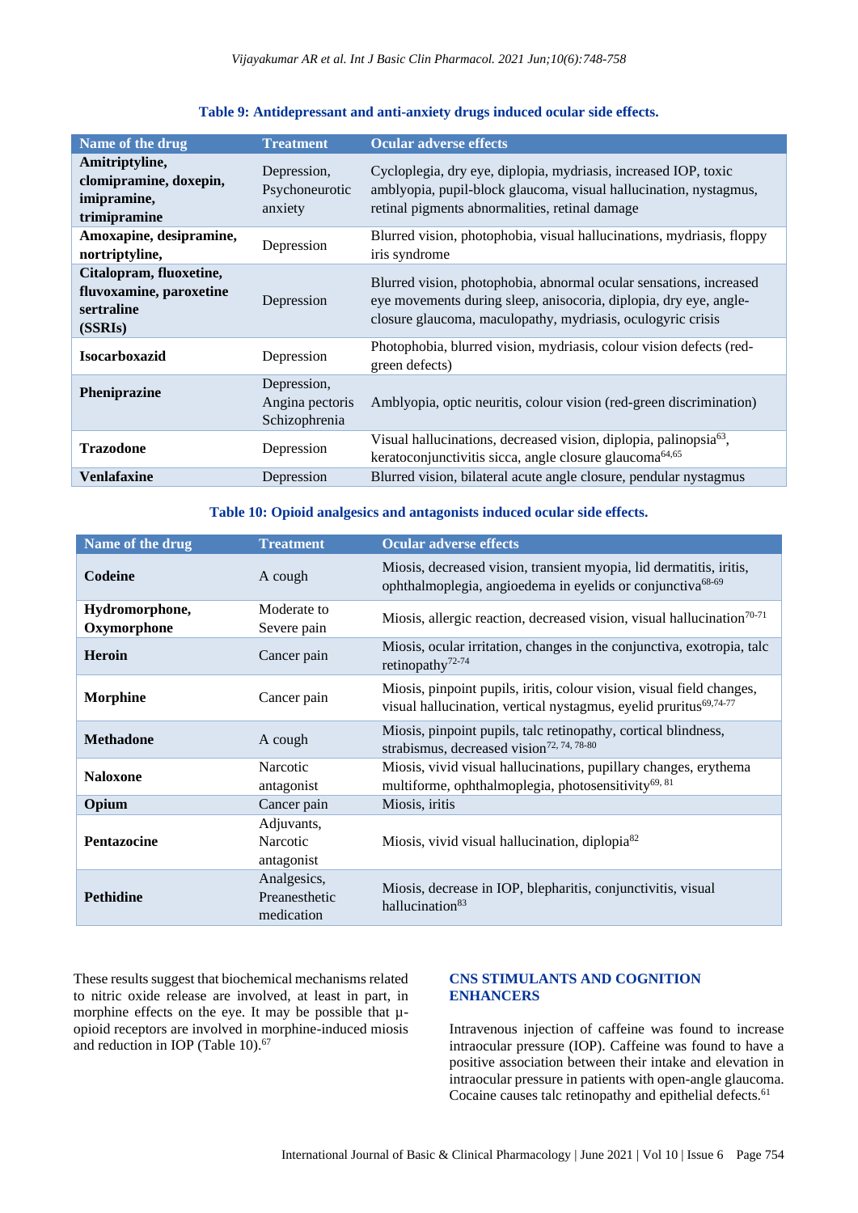**Table 9: Antidepressant and anti-anxiety drugs induced ocular side effects.**

| Name of the drug | Treatment | Ocular adverse effects |
|---|---|---|
| **Amitriptyline, clomipramine, doxepin, imipramine, trimipramine** | Depression, Psychoneurotic anxiety | Cycloplegia, dry eye, diplopia, mydriasis, increased IOP, toxic amblyopia, pupil-block glaucoma, visual hallucination, nystagmus, retinal pigments abnormalities, retinal damage |
| **Amoxapine, desipramine, nortriptyline,** | Depression | Blurred vision, photophobia, visual hallucinations, mydriasis, floppy iris syndrome |
| **Citalopram, fluoxetine, fluvoxamine, paroxetine sertraline (SSRIs)** | Depression | Blurred vision, photophobia, abnormal ocular sensations, increased eye movements during sleep, anisocoria, diplopia, dry eye, angle-closure glaucoma, maculopathy, mydriasis, oculogyric crisis |
| **Isocarboxazid** | Depression | Photophobia, blurred vision, mydriasis, colour vision defects (red-green defects) |
| **Pheniprazine** | Depression, Angina pectoris Schizophrenia | Amblyopia, optic neuritis, colour vision (red-green discrimination) |
| **Trazodone** | Depression | Visual hallucinations, decreased vision, diplopia, palinopsia[63], keratoconjunctivitis sicca, angle closure glaucoma[64,65] |
| **Venlafaxine** | Depression | Blurred vision, bilateral acute angle closure, pendular nystagmus |

**Table 10: Opioid analgesics and antagonists induced ocular side effects.**

| Name of the drug | Treatment | Ocular adverse effects |
|---|---|---|
| **Codeine** | A cough | Miosis, decreased vision, transient myopia, lid dermatitis, iritis, ophthalmoplegia, angioedema in eyelids or conjunctiva[68-69] |
| **Hydromorphone, Oxymorphone** | Moderate to Severe pain | Miosis, allergic reaction, decreased vision, visual hallucination[70-71] |
| **Heroin** | Cancer pain | Miosis, ocular irritation, changes in the conjunctiva, exotropia, talc retinopathy[72-74] |
| **Morphine** | Cancer pain | Miosis, pinpoint pupils, iritis, colour vision, visual field changes, visual hallucination, vertical nystagmus, eyelid pruritus[69,74-77] |
| **Methadone** | A cough | Miosis, pinpoint pupils, talc retinopathy, cortical blindness, strabismus, decreased vision[72, 74, 78-80] |
| **Naloxone** | Narcotic antagonist | Miosis, vivid visual hallucinations, pupillary changes, erythema multiforme, ophthalmoplegia, photosensitivity[69, 81] |
| **Opium** | Cancer pain | Miosis, iritis |
| **Pentazocine** | Adjuvants, Narcotic antagonist | Miosis, vivid visual hallucination, diplopia[82] |
| **Pethidine** | Analgesics, Preanesthetic medication | Miosis, decrease in IOP, blepharitis, conjunctivitis, visual hallucination[83] |

These results suggest that biochemical mechanisms related to nitric oxide release are involved, at least in part, in morphine effects on the eye. It may be possible that μ-opioid receptors are involved in morphine-induced miosis and reduction in IOP (Table 10).[67]

## CNS STIMULANTS AND COGNITION ENHANCERS

Intravenous injection of caffeine was found to increase intraocular pressure (IOP). Caffeine was found to have a positive association between their intake and elevation in intraocular pressure in patients with open-angle glaucoma. Cocaine causes talc retinopathy and epithelial defects.[61]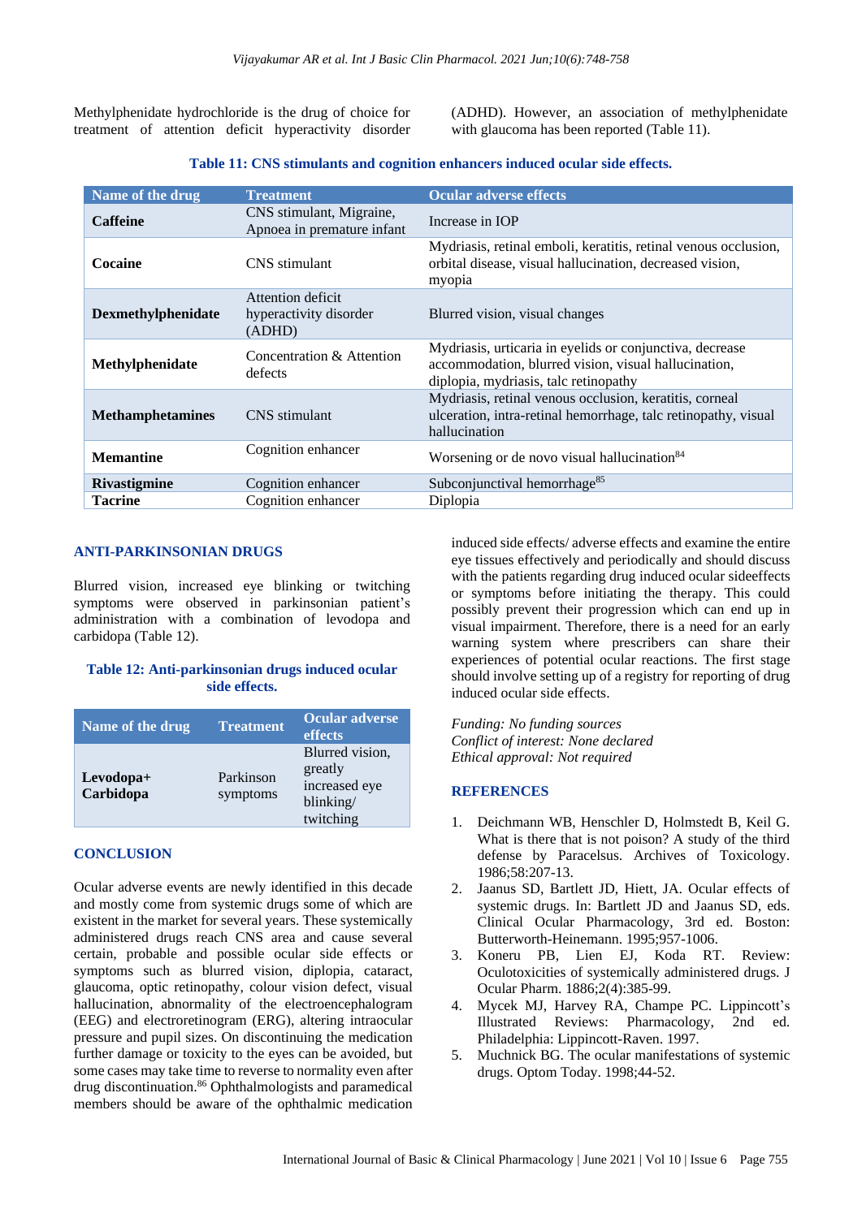Methylphenidate hydrochloride is the drug of choice for treatment of attention deficit hyperactivity disorder (ADHD). However, an association of methylphenidate with glaucoma has been reported (Table 11).

**Table 11: CNS stimulants and cognition enhancers induced ocular side effects.**

| Name of the drug | Treatment | Ocular adverse effects |
|---|---|---|
| **Caffeine** | CNS stimulant, Migraine, Apnoea in premature infant | Increase in IOP |
| **Cocaine** | CNS stimulant | Mydriasis, retinal emboli, keratitis, retinal venous occlusion, orbital disease, visual hallucination, decreased vision, myopia |
| **Dexmethylphenidate** | Attention deficit hyperactivity disorder (ADHD) | Blurred vision, visual changes |
| **Methylphenidate** | Concentration & Attention defects | Mydriasis, urticaria in eyelids or conjunctiva, decrease accommodation, blurred vision, visual hallucination, diplopia, mydriasis, talc retinopathy |
| **Methamphetamines** | CNS stimulant | Mydriasis, retinal venous occlusion, keratitis, corneal ulceration, intra-retinal hemorrhage, talc retinopathy, visual hallucination |
| **Memantine** | Cognition enhancer | Worsening or de novo visual hallucination[84] |
| **Rivastigmine** | Cognition enhancer | Subconjunctival hemorrhage[85] |
| **Tacrine** | Cognition enhancer | Diplopia |

## ANTI-PARKINSONIAN DRUGS

Blurred vision, increased eye blinking or twitching symptoms were observed in parkinsonian patient's administration with a combination of levodopa and carbidopa (Table 12).

**Table 12: Anti-parkinsonian drugs induced ocular side effects.**

| Name of the drug | Treatment | Ocular adverse effects |
|---|---|---|
| **Levodopa+ Carbidopa** | Parkinson symptoms | Blurred vision, greatly increased eye blinking/ twitching |

## CONCLUSION

Ocular adverse events are newly identified in this decade and mostly come from systemic drugs some of which are existent in the market for several years. These systemically administered drugs reach CNS area and cause several certain, probable and possible ocular side effects or symptoms such as blurred vision, diplopia, cataract, glaucoma, optic retinopathy, colour vision defect, visual hallucination, abnormality of the electroencephalogram (EEG) and electroretinogram (ERG), altering intraocular pressure and pupil sizes. On discontinuing the medication further damage or toxicity to the eyes can be avoided, but some cases may take time to reverse to normality even after drug discontinuation.[86] Ophthalmologists and paramedical members should be aware of the ophthalmic medication induced side effects/ adverse effects and examine the entire eye tissues effectively and periodically and should discuss with the patients regarding drug induced ocular sideeffects or symptoms before initiating the therapy. This could possibly prevent their progression which can end up in visual impairment. Therefore, there is a need for an early warning system where prescribers can share their experiences of potential ocular reactions. The first stage should involve setting up of a registry for reporting of drug induced ocular side effects.

*Funding: No funding sources*
*Conflict of interest: None declared*
*Ethical approval: Not required*

## REFERENCES

1. Deichmann WB, Henschler D, Holmstedt B, Keil G. What is there that is not poison? A study of the third defense by Paracelsus. Archives of Toxicology. 1986;58:207-13.
2. Jaanus SD, Bartlett JD, Hiett, JA. Ocular effects of systemic drugs. In: Bartlett JD and Jaanus SD, eds. Clinical Ocular Pharmacology, 3rd ed. Boston: Butterworth-Heinemann. 1995;957-1006.
3. Koneru PB, Lien EJ, Koda RT. Review: Oculotoxicities of systemically administered drugs. J Ocular Pharm. 1886;2(4):385-99.
4. Mycek MJ, Harvey RA, Champe PC. Lippincott's Illustrated Reviews: Pharmacology, 2nd ed. Philadelphia: Lippincott-Raven. 1997.
5. Muchnick BG. The ocular manifestations of systemic drugs. Optom Today. 1998;44-52.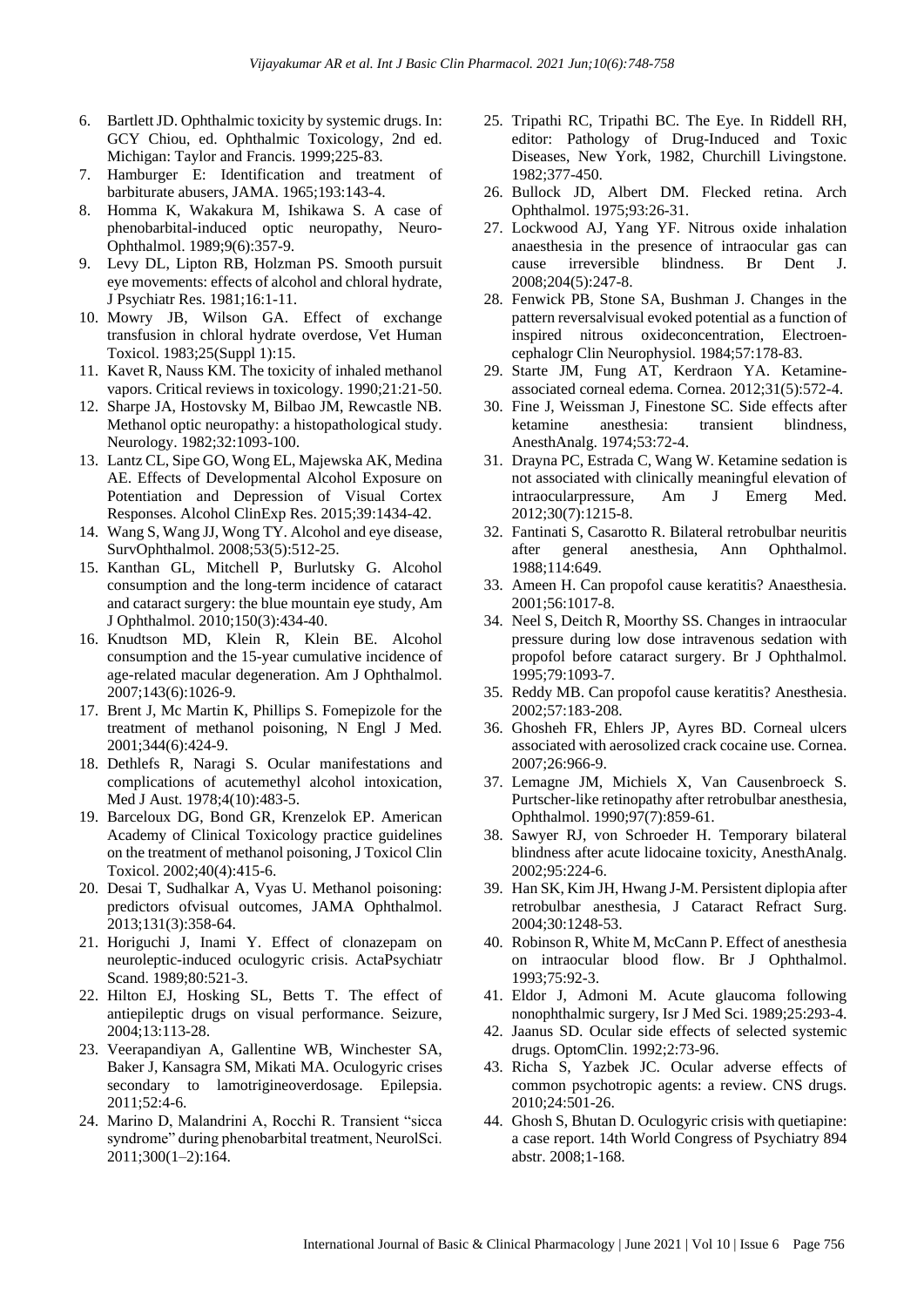6. Bartlett JD. Ophthalmic toxicity by systemic drugs. In: GCY Chiou, ed. Ophthalmic Toxicology, 2nd ed. Michigan: Taylor and Francis. 1999;225-83.
7. Hamburger E: Identification and treatment of barbiturate abusers, JAMA. 1965;193:143-4.
8. Homma K, Wakakura M, Ishikawa S. A case of phenobarbital-induced optic neuropathy, Neuro-Ophthalmol. 1989;9(6):357-9.
9. Levy DL, Lipton RB, Holzman PS. Smooth pursuit eye movements: effects of alcohol and chloral hydrate, J Psychiatr Res. 1981;16:1-11.
10. Mowry JB, Wilson GA. Effect of exchange transfusion in chloral hydrate overdose, Vet Human Toxicol. 1983;25(Suppl 1):15.
11. Kavet R, Nauss KM. The toxicity of inhaled methanol vapors. Critical reviews in toxicology. 1990;21:21-50.
12. Sharpe JA, Hostovsky M, Bilbao JM, Rewcastle NB. Methanol optic neuropathy: a histopathological study. Neurology. 1982;32:1093-100.
13. Lantz CL, Sipe GO, Wong EL, Majewska AK, Medina AE. Effects of Developmental Alcohol Exposure on Potentiation and Depression of Visual Cortex Responses. Alcohol ClinExp Res. 2015;39:1434-42.
14. Wang S, Wang JJ, Wong TY. Alcohol and eye disease, SurvOphthalmol. 2008;53(5):512-25.
15. Kanthan GL, Mitchell P, Burlutsky G. Alcohol consumption and the long-term incidence of cataract and cataract surgery: the blue mountain eye study, Am J Ophthalmol. 2010;150(3):434-40.
16. Knudtson MD, Klein R, Klein BE. Alcohol consumption and the 15-year cumulative incidence of age-related macular degeneration. Am J Ophthalmol. 2007;143(6):1026-9.
17. Brent J, Mc Martin K, Phillips S. Fomepizole for the treatment of methanol poisoning, N Engl J Med. 2001;344(6):424-9.
18. Dethlefs R, Naragi S. Ocular manifestations and complications of acutemethyl alcohol intoxication, Med J Aust. 1978;4(10):483-5.
19. Barceloux DG, Bond GR, Krenzelok EP. American Academy of Clinical Toxicology practice guidelines on the treatment of methanol poisoning, J Toxicol Clin Toxicol. 2002;40(4):415-6.
20. Desai T, Sudhalkar A, Vyas U. Methanol poisoning: predictors ofvisual outcomes, JAMA Ophthalmol. 2013;131(3):358-64.
21. Horiguchi J, Inami Y. Effect of clonazepam on neuroleptic-induced oculogyric crisis. ActaPsychiatr Scand. 1989;80:521-3.
22. Hilton EJ, Hosking SL, Betts T. The effect of antiepileptic drugs on visual performance. Seizure, 2004;13:113-28.
23. Veerapandiyan A, Gallentine WB, Winchester SA, Baker J, Kansagra SM, Mikati MA. Oculogyric crises secondary to lamotrigineoverdosage. Epilepsia. 2011;52:4-6.
24. Marino D, Malandrini A, Rocchi R. Transient "sicca syndrome" during phenobarbital treatment, NeurolSci. 2011;300(1–2):164.
25. Tripathi RC, Tripathi BC. The Eye. In Riddell RH, editor: Pathology of Drug-Induced and Toxic Diseases, New York, 1982, Churchill Livingstone. 1982;377-450.
26. Bullock JD, Albert DM. Flecked retina. Arch Ophthalmol. 1975;93:26-31.
27. Lockwood AJ, Yang YF. Nitrous oxide inhalation anaesthesia in the presence of intraocular gas can cause irreversible blindness. Br Dent J. 2008;204(5):247-8.
28. Fenwick PB, Stone SA, Bushman J. Changes in the pattern reversalvisual evoked potential as a function of inspired nitrous oxideconcentration, Electroen-cephalogr Clin Neurophysiol. 1984;57:178-83.
29. Starte JM, Fung AT, Kerdraon YA. Ketamine-associated corneal edema. Cornea. 2012;31(5):572-4.
30. Fine J, Weissman J, Finestone SC. Side effects after ketamine anesthesia: transient blindness, AnesthAnalg. 1974;53:72-4.
31. Drayna PC, Estrada C, Wang W. Ketamine sedation is not associated with clinically meaningful elevation of intraocularpressure, Am J Emerg Med. 2012;30(7):1215-8.
32. Fantinati S, Casarotto R. Bilateral retrobulbar neuritis after general anesthesia, Ann Ophthalmol. 1988;114:649.
33. Ameen H. Can propofol cause keratitis? Anaesthesia. 2001;56:1017-8.
34. Neel S, Deitch R, Moorthy SS. Changes in intraocular pressure during low dose intravenous sedation with propofol before cataract surgery. Br J Ophthalmol. 1995;79:1093-7.
35. Reddy MB. Can propofol cause keratitis? Anesthesia. 2002;57:183-208.
36. Ghosheh FR, Ehlers JP, Ayres BD. Corneal ulcers associated with aerosolized crack cocaine use. Cornea. 2007;26:966-9.
37. Lemagne JM, Michiels X, Van Causenbroeck S. Purtscher-like retinopathy after retrobulbar anesthesia, Ophthalmol. 1990;97(7):859-61.
38. Sawyer RJ, von Schroeder H. Temporary bilateral blindness after acute lidocaine toxicity, AnesthAnalg. 2002;95:224-6.
39. Han SK, Kim JH, Hwang J-M. Persistent diplopia after retrobulbar anesthesia, J Cataract Refract Surg. 2004;30:1248-53.
40. Robinson R, White M, McCann P. Effect of anesthesia on intraocular blood flow. Br J Ophthalmol. 1993;75:92-3.
41. Eldor J, Admoni M. Acute glaucoma following nonophthalmic surgery, Isr J Med Sci. 1989;25:293-4.
42. Jaanus SD. Ocular side effects of selected systemic drugs. OptomClin. 1992;2:73-96.
43. Richa S, Yazbek JC. Ocular adverse effects of common psychotropic agents: a review. CNS drugs. 2010;24:501-26.
44. Ghosh S, Bhutan D. Oculogyric crisis with quetiapine: a case report. 14th World Congress of Psychiatry 894 abstr. 2008;1-168.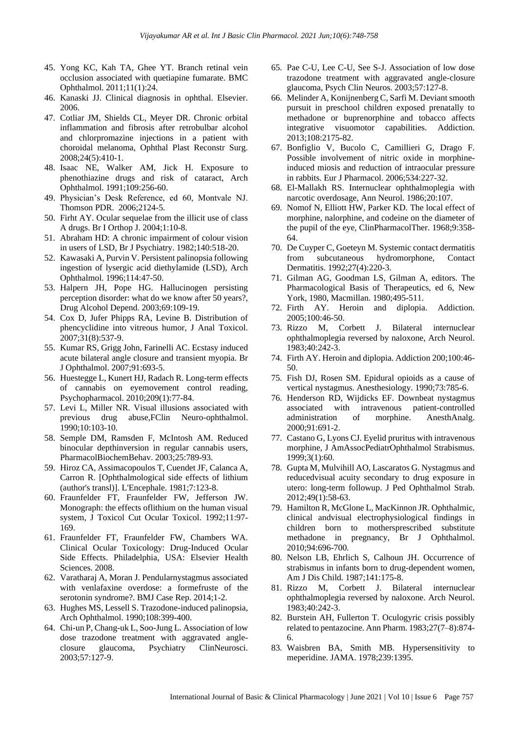45. Yong KC, Kah TA, Ghee YT. Branch retinal vein occlusion associated with quetiapine fumarate. BMC Ophthalmol. 2011;11(1):24.
46. Kanaski JJ. Clinical diagnosis in ophthal. Elsevier. 2006.
47. Cotliar JM, Shields CL, Meyer DR. Chronic orbital inflammation and fibrosis after retrobulbar alcohol and chlorpromazine injections in a patient with choroidal melanoma, Ophthal Plast Reconstr Surg. 2008;24(5):410-1.
48. Isaac NE, Walker AM, Jick H. Exposure to phenothiazine drugs and risk of cataract, Arch Ophthalmol. 1991;109:256-60.
49. Physician's Desk Reference, ed 60, Montvale NJ. Thomson PDR. 2006;2124-5.
50. Firht AY. Ocular sequelae from the illicit use of class A drugs. Br I Orthop J. 2004;1:10-8.
51. Abraham HD: A chronic impairment of colour vision in users of LSD, Br J Psychiatry. 1982;140:518-20.
52. Kawasaki A, Purvin V. Persistent palinopsia following ingestion of lysergic acid diethylamide (LSD), Arch Ophthalmol. 1996;114:47-50.
53. Halpern JH, Pope HG. Hallucinogen persisting perception disorder: what do we know after 50 years?, Drug Alcohol Depend. 2003;69:109-19.
54. Cox D, Jufer Phipps RA, Levine B. Distribution of phencyclidine into vitreous humor, J Anal Toxicol. 2007;31(8):537-9.
55. Kumar RS, Grigg John, Farinelli AC. Ecstasy induced acute bilateral angle closure and transient myopia. Br J Ophthalmol. 2007;91:693-5.
56. Huestegge L, Kunert HJ, Radach R. Long-term effects of cannabis on eyemovement control reading, Psychopharmacol. 2010;209(1):77-84.
57. Levi L, Miller NR. Visual illusions associated with previous drug abuse,FClin Neuro-ophthalmol. 1990;10:103-10.
58. Semple DM, Ramsden F, McIntosh AM. Reduced binocular depthinversion in regular cannabis users, PharmacolBiochemBehav. 2003;25:789-93.
59. Hiroz CA, Assimacopoulos T, Cuendet JF, Calanca A, Carron R. [Ophthalmological side effects of lithium (author's transl)]. L'Encephale. 1981;7:123-8.
60. Fraunfelder FT, Fraunfelder FW, Jefferson JW. Monograph: the effects oflithium on the human visual system, J Toxicol Cut Ocular Toxicol. 1992;11:97-169.
61. Fraunfelder FT, Fraunfelder FW, Chambers WA. Clinical Ocular Toxicology: Drug-Induced Ocular Side Effects. Philadelphia, USA: Elsevier Health Sciences. 2008.
62. Varatharaj A, Moran J. Pendularnystagmus associated with venlafaxine overdose: a formefruste of the serotonin syndrome?. BMJ Case Rep. 2014;1-2.
63. Hughes MS, Lessell S. Trazodone-induced palinopsia, Arch Ophthalmol. 1990;108:399-400.
64. Chi-un P, Chang-uk L, Soo-Jung L. Association of low dose trazodone treatment with aggravated angle-closure glaucoma, Psychiatry ClinNeurosci. 2003;57:127-9.
65. Pae C-U, Lee C-U, See S-J. Association of low dose trazodone treatment with aggravated angle-closure glaucoma, Psych Clin Neuros. 2003;57:127-8.
66. Melinder A, Konijnenberg C, Sarfi M. Deviant smooth pursuit in preschool children exposed prenatally to methadone or buprenorphine and tobacco affects integrative visuomotor capabilities. Addiction. 2013;108:2175-82.
67. Bonfiglio V, Bucolo C, Camillieri G, Drago F. Possible involvement of nitric oxide in morphine-induced miosis and reduction of intraocular pressure in rabbits. Eur J Pharmacol. 2006;534:227-32.
68. El-Mallakh RS. Internuclear ophthalmoplegia with narcotic overdosage, Ann Neurol. 1986;20:107.
69. Nomof N, Elliott HW, Parker KD. The local effect of morphine, nalorphine, and codeine on the diameter of the pupil of the eye, ClinPharmacolTher. 1968;9:358-64.
70. De Cuyper C, Goeteyn M. Systemic contact dermatitis from subcutaneous hydromorphone, Contact Dermatitis. 1992;27(4):220-3.
71. Gilman AG, Goodman LS, Gilman A, editors. The Pharmacological Basis of Therapeutics, ed 6, New York, 1980, Macmillan. 1980;495-511.
72. Firth AY. Heroin and diplopia. Addiction. 2005;100:46-50.
73. Rizzo M, Corbett J. Bilateral internuclear ophthalmoplegia reversed by naloxone, Arch Neurol. 1983;40:242-3.
74. Firth AY. Heroin and diplopia. Addiction 200;100:46-50.
75. Fish DJ, Rosen SM. Epidural opioids as a cause of vertical nystagmus. Anesthesiology. 1990;73:785-6.
76. Henderson RD, Wijdicks EF. Downbeat nystagmus associated with intravenous patient-controlled administration of morphine. AnesthAnalg. 2000;91:691-2.
77. Castano G, Lyons CJ. Eyelid pruritus with intravenous morphine, J AmAssocPediatrOphthalmol Strabismus. 1999;3(1):60.
78. Gupta M, Mulvihill AO, Lascaratos G. Nystagmus and reducedvisual acuity secondary to drug exposure in utero: long-term followup. J Ped Ophthalmol Strab. 2012;49(1):58-63.
79. Hamilton R, McGlone L, MacKinnon JR. Ophthalmic, clinical andvisual electrophysiological findings in children born to mothersprescribed substitute methadone in pregnancy, Br J Ophthalmol. 2010;94:696-700.
80. Nelson LB, Ehrlich S, Calhoun JH. Occurrence of strabismus in infants born to drug-dependent women, Am J Dis Child. 1987;141:175-8.
81. Rizzo M, Corbett J. Bilateral internuclear ophthalmoplegia reversed by naloxone. Arch Neurol. 1983;40:242-3.
82. Burstein AH, Fullerton T. Oculogyric crisis possibly related to pentazocine. Ann Pharm. 1983;27(7–8):874-6.
83. Waisbren BA, Smith MB. Hypersensitivity to meperidine. JAMA. 1978;239:1395.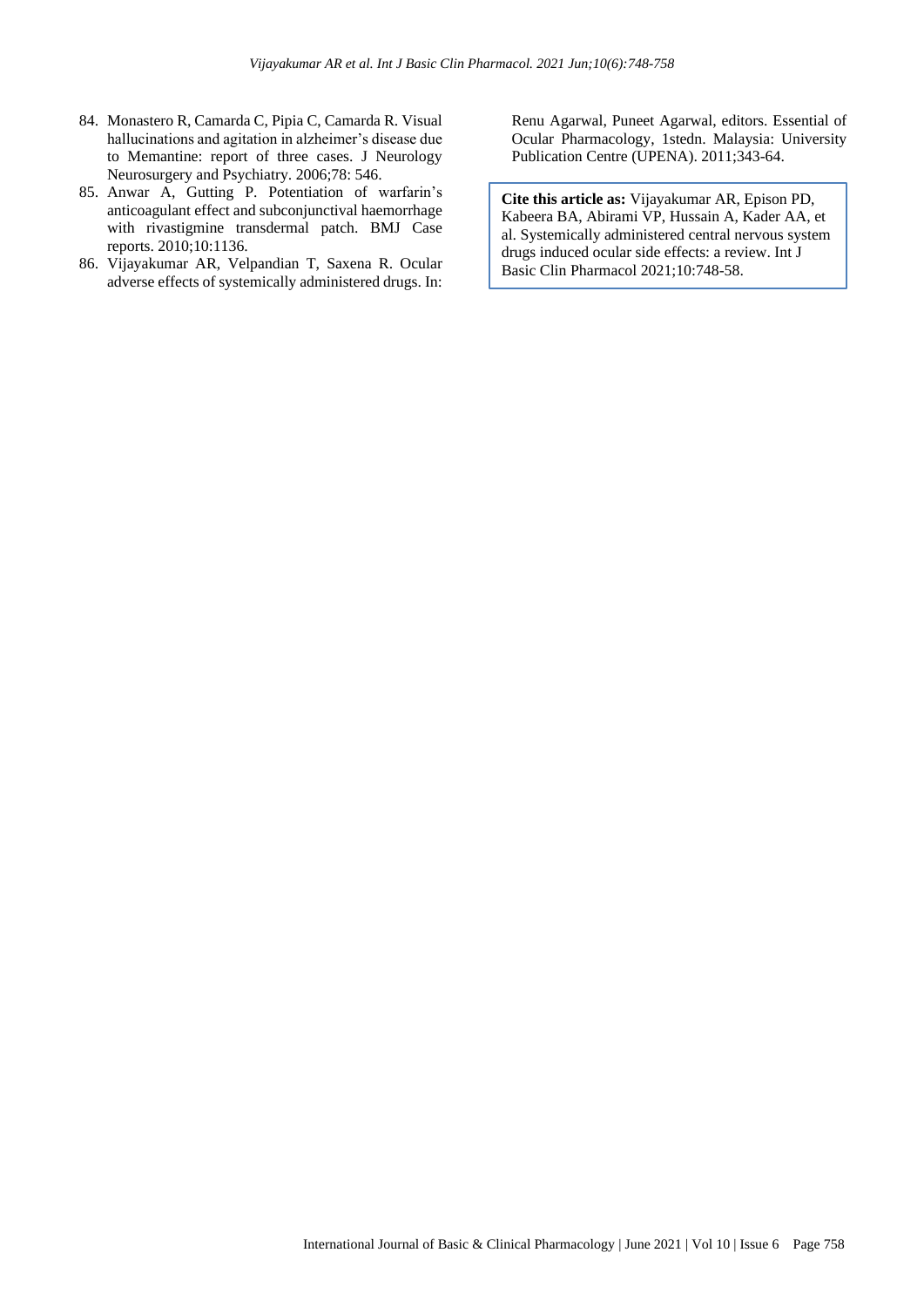84. Monastero R, Camarda C, Pipia C, Camarda R. Visual hallucinations and agitation in alzheimer's disease due to Memantine: report of three cases. J Neurology Neurosurgery and Psychiatry. 2006;78: 546.
85. Anwar A, Gutting P. Potentiation of warfarin's anticoagulant effect and subconjunctival haemorrhage with rivastigmine transdermal patch. BMJ Case reports. 2010;10:1136.
86. Vijayakumar AR, Velpandian T, Saxena R. Ocular adverse effects of systemically administered drugs. In: Renu Agarwal, Puneet Agarwal, editors. Essential of Ocular Pharmacology, 1stedn. Malaysia: University Publication Centre (UPENA). 2011;343-64.

**Cite this article as:** Vijayakumar AR, Epison PD, Kabeera BA, Abirami VP, Hussain A, Kader AA, et al. Systemically administered central nervous system drugs induced ocular side effects: a review. Int J Basic Clin Pharmacol 2021;10:748-58.